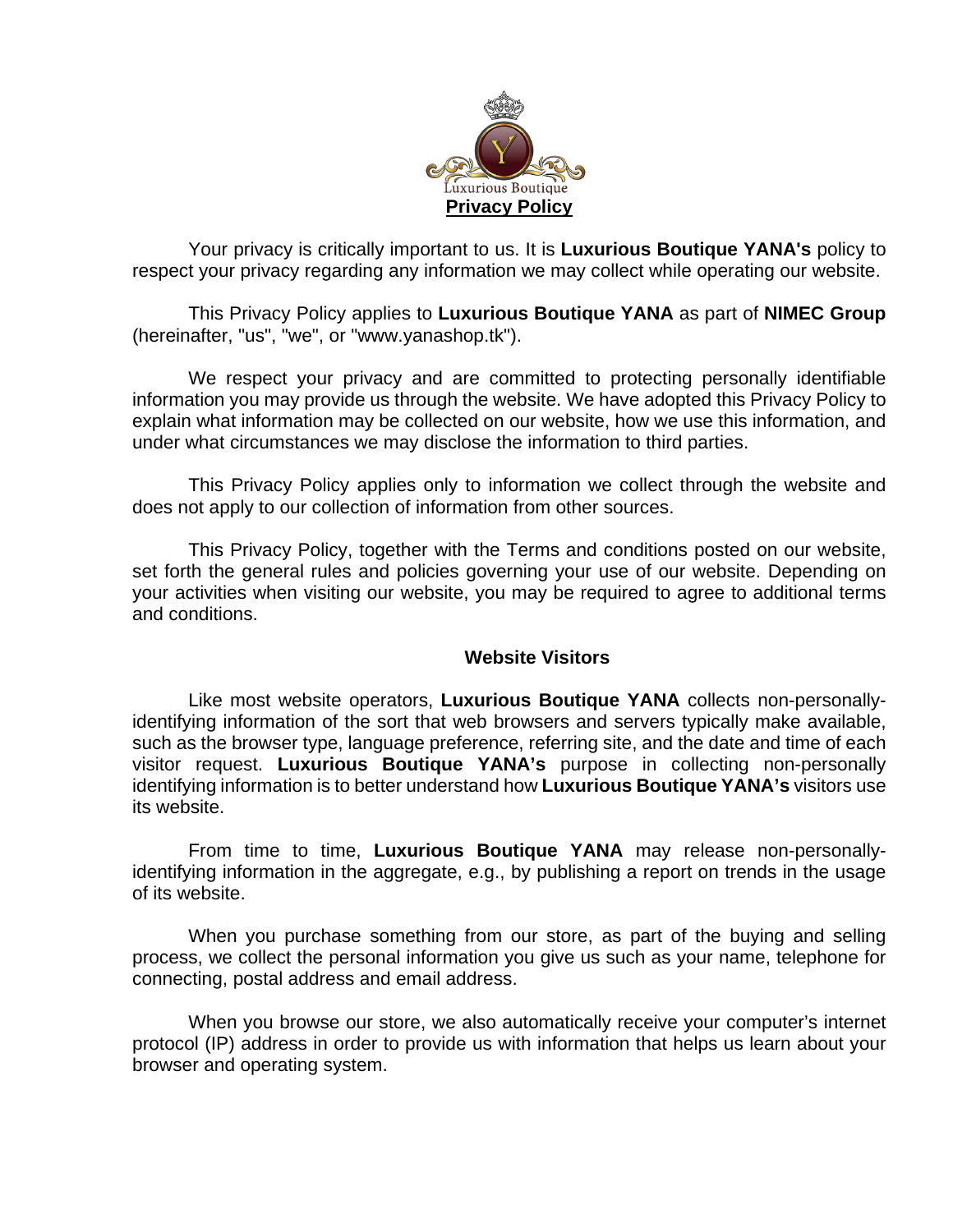Luxurious Boutique

# Privacy Policy

Your privacy is critically important to us. It is **Luxurious Boutique YANA's** policy to respect your privacy regarding any information we may collect while operating our website.

This Privacy Policy applies to **Luxurious Boutique YANA** as part of **NIMEC Group** (hereinafter, "us", "we", or "www.yanashop.tk").

We respect your privacy and are committed to protecting personally identifiable information you may provide us through the website. We have adopted this Privacy Policy to explain what information may be collected on our website, how we use this information, and under what circumstances we may disclose the information to third parties.

This Privacy Policy applies only to information we collect through the website and does not apply to our collection of information from other sources.

This Privacy Policy, together with the Terms and conditions posted on our website, set forth the general rules and policies governing your use of our website. Depending on your activities when visiting our website, you may be required to agree to additional terms and conditions.

## Website Visitors

Like most website operators, **Luxurious Boutique YANA** collects non-personally-identifying information of the sort that web browsers and servers typically make available, such as the browser type, language preference, referring site, and the date and time of each visitor request. **Luxurious Boutique YANA's** purpose in collecting non-personally identifying information is to better understand how **Luxurious Boutique YANA's** visitors use its website.

From time to time, **Luxurious Boutique YANA** may release non-personally-identifying information in the aggregate, e.g., by publishing a report on trends in the usage of its website.

When you purchase something from our store, as part of the buying and selling process, we collect the personal information you give us such as your name, telephone for connecting, postal address and email address.

When you browse our store, we also automatically receive your computer's internet protocol (IP) address in order to provide us with information that helps us learn about your browser and operating system.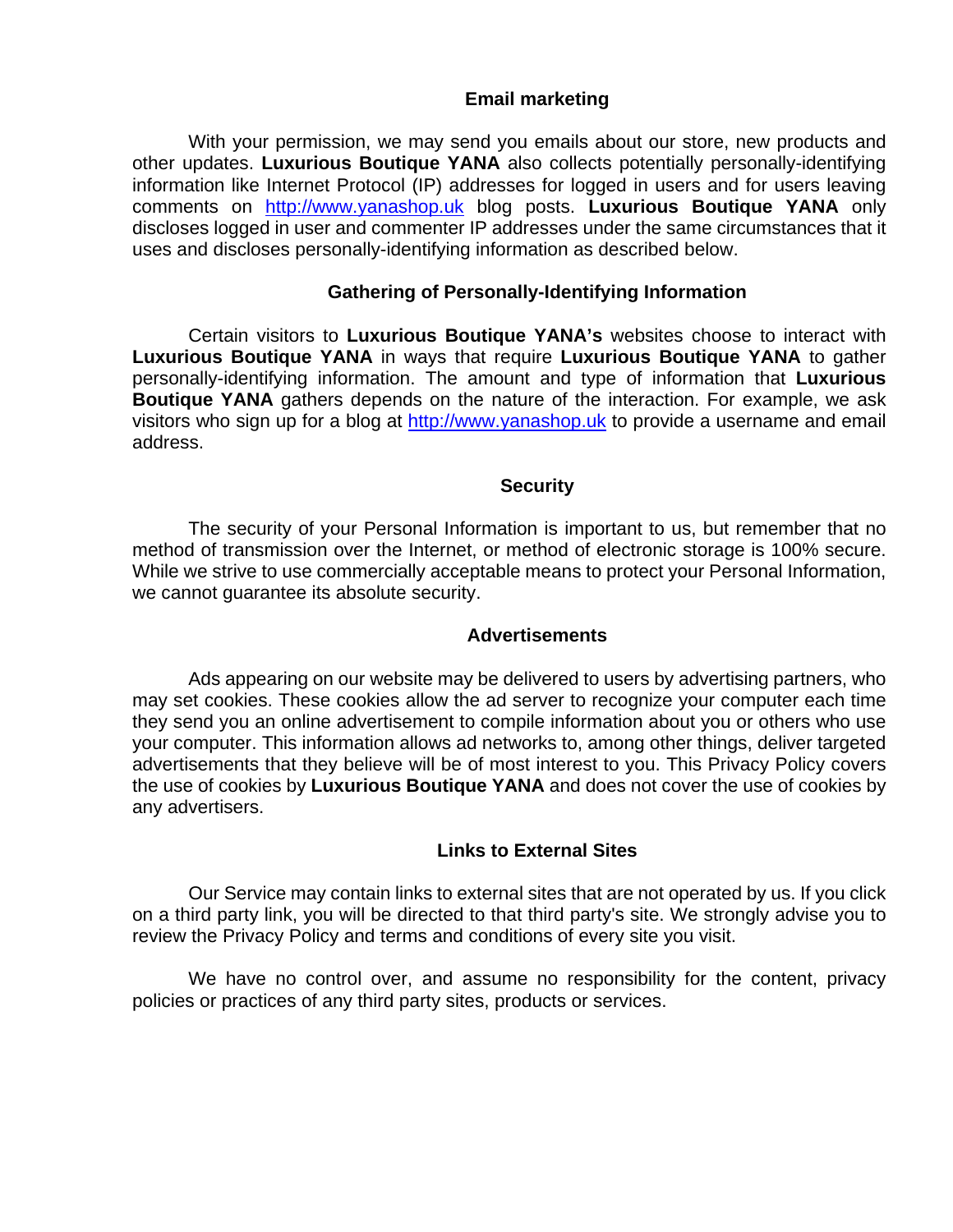## Email marketing

With your permission, we may send you emails about our store, new products and other updates. **Luxurious Boutique YANA** also collects potentially personally-identifying information like Internet Protocol (IP) addresses for logged in users and for users leaving comments on [http://www.yanashop.uk](http://www.yanashop.uk) blog posts. **Luxurious Boutique YANA** only discloses logged in user and commenter IP addresses under the same circumstances that it uses and discloses personally-identifying information as described below.

## Gathering of Personally-Identifying Information

Certain visitors to **Luxurious Boutique YANA's** websites choose to interact with **Luxurious Boutique YANA** in ways that require **Luxurious Boutique YANA** to gather personally-identifying information. The amount and type of information that **Luxurious Boutique YANA** gathers depends on the nature of the interaction. For example, we ask visitors who sign up for a blog at [http://www.yanashop.uk](http://www.yanashop.uk) to provide a username and email address.

## Security

The security of your Personal Information is important to us, but remember that no method of transmission over the Internet, or method of electronic storage is 100% secure. While we strive to use commercially acceptable means to protect your Personal Information, we cannot guarantee its absolute security.

## Advertisements

Ads appearing on our website may be delivered to users by advertising partners, who may set cookies. These cookies allow the ad server to recognize your computer each time they send you an online advertisement to compile information about you or others who use your computer. This information allows ad networks to, among other things, deliver targeted advertisements that they believe will be of most interest to you. This Privacy Policy covers the use of cookies by **Luxurious Boutique YANA** and does not cover the use of cookies by any advertisers.

## Links to External Sites

Our Service may contain links to external sites that are not operated by us. If you click on a third party link, you will be directed to that third party's site. We strongly advise you to review the Privacy Policy and terms and conditions of every site you visit.

We have no control over, and assume no responsibility for the content, privacy policies or practices of any third party sites, products or services.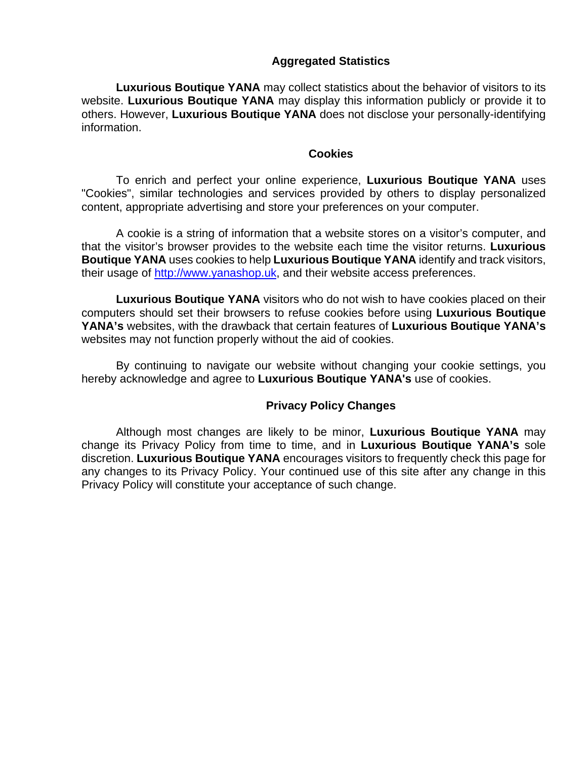### Aggregated Statistics

**Luxurious Boutique YANA** may collect statistics about the behavior of visitors to its website. **Luxurious Boutique YANA** may display this information publicly or provide it to others. However, **Luxurious Boutique YANA** does not disclose your personally-identifying information.

### Cookies

To enrich and perfect your online experience, **Luxurious Boutique YANA** uses "Cookies", similar technologies and services provided by others to display personalized content, appropriate advertising and store your preferences on your computer.

A cookie is a string of information that a website stores on a visitor's computer, and that the visitor's browser provides to the website each time the visitor returns. **Luxurious Boutique YANA** uses cookies to help **Luxurious Boutique YANA** identify and track visitors, their usage of [http://www.yanashop.uk](http://www.yanashop.uk), and their website access preferences.

**Luxurious Boutique YANA** visitors who do not wish to have cookies placed on their computers should set their browsers to refuse cookies before using **Luxurious Boutique YANA's** websites, with the drawback that certain features of **Luxurious Boutique YANA's** websites may not function properly without the aid of cookies.

By continuing to navigate our website without changing your cookie settings, you hereby acknowledge and agree to **Luxurious Boutique YANA's** use of cookies.

### Privacy Policy Changes

Although most changes are likely to be minor, **Luxurious Boutique YANA** may change its Privacy Policy from time to time, and in **Luxurious Boutique YANA's** sole discretion. **Luxurious Boutique YANA** encourages visitors to frequently check this page for any changes to its Privacy Policy. Your continued use of this site after any change in this Privacy Policy will constitute your acceptance of such change.